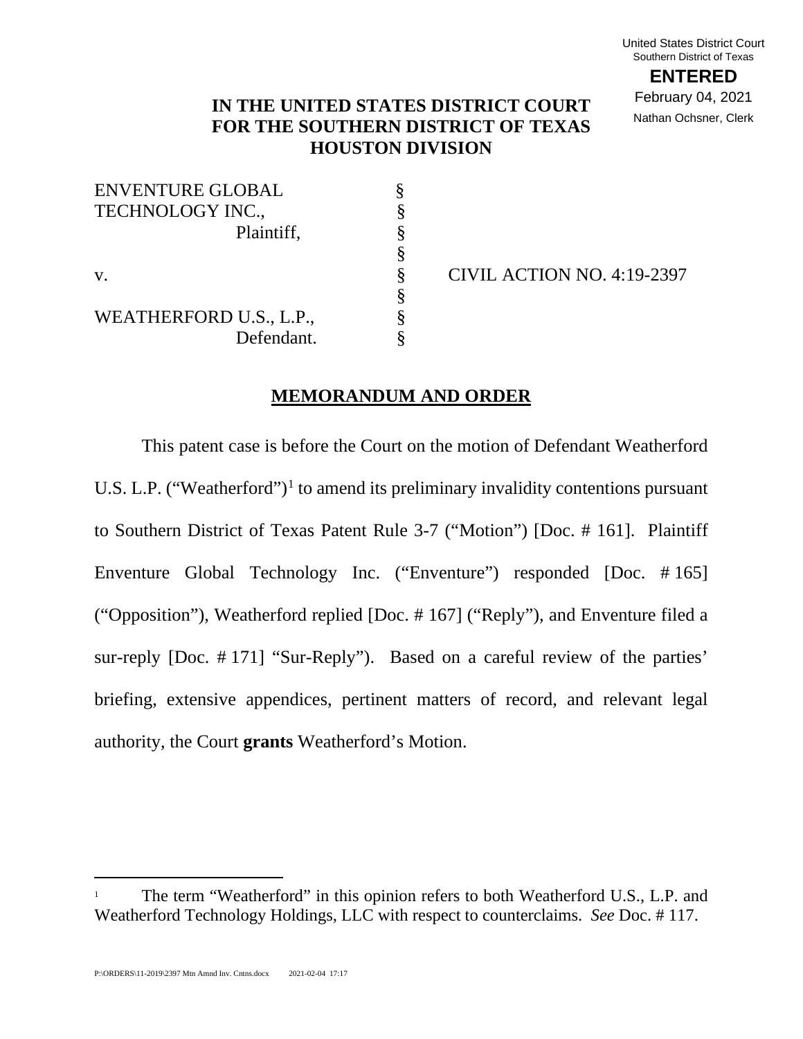United States District Court
Southern District of Texas

**ENTERED**

February 04, 2021

Nathan Ochsner, Clerk

**IN THE UNITED STATES DISTRICT COURT**
**FOR THE SOUTHERN DISTRICT OF TEXAS**
**HOUSTON DIVISION**

| | | |
|---|---|---|
| ENVENTURE GLOBAL TECHNOLOGY INC., | § | |
| Plaintiff, | § | |
| | § | |
| v. | § | CIVIL ACTION NO. 4:19-2397 |
| | § | |
| WEATHERFORD U.S., L.P., | § | |
| Defendant. | § | |

## **MEMORANDUM AND ORDER**

This patent case is before the Court on the motion of Defendant Weatherford U.S. L.P. ("Weatherford")[1] to amend its preliminary invalidity contentions pursuant to Southern District of Texas Patent Rule 3-7 ("Motion") [Doc. # 161]. Plaintiff Enventure Global Technology Inc. ("Enventure") responded [Doc. # 165] ("Opposition"), Weatherford replied [Doc. # 167] ("Reply"), and Enventure filed a sur-reply [Doc. # 171] "Sur-Reply"). Based on a careful review of the parties' briefing, extensive appendices, pertinent matters of record, and relevant legal authority, the Court **grants** Weatherford's Motion.

---

[1] The term "Weatherford" in this opinion refers to both Weatherford U.S., L.P. and Weatherford Technology Holdings, LLC with respect to counterclaims. *See* Doc. # 117.

P:\ORDERS\11-2019\2397 Mtn Amnd Inv. Cntns.docx 2021-02-04 17:17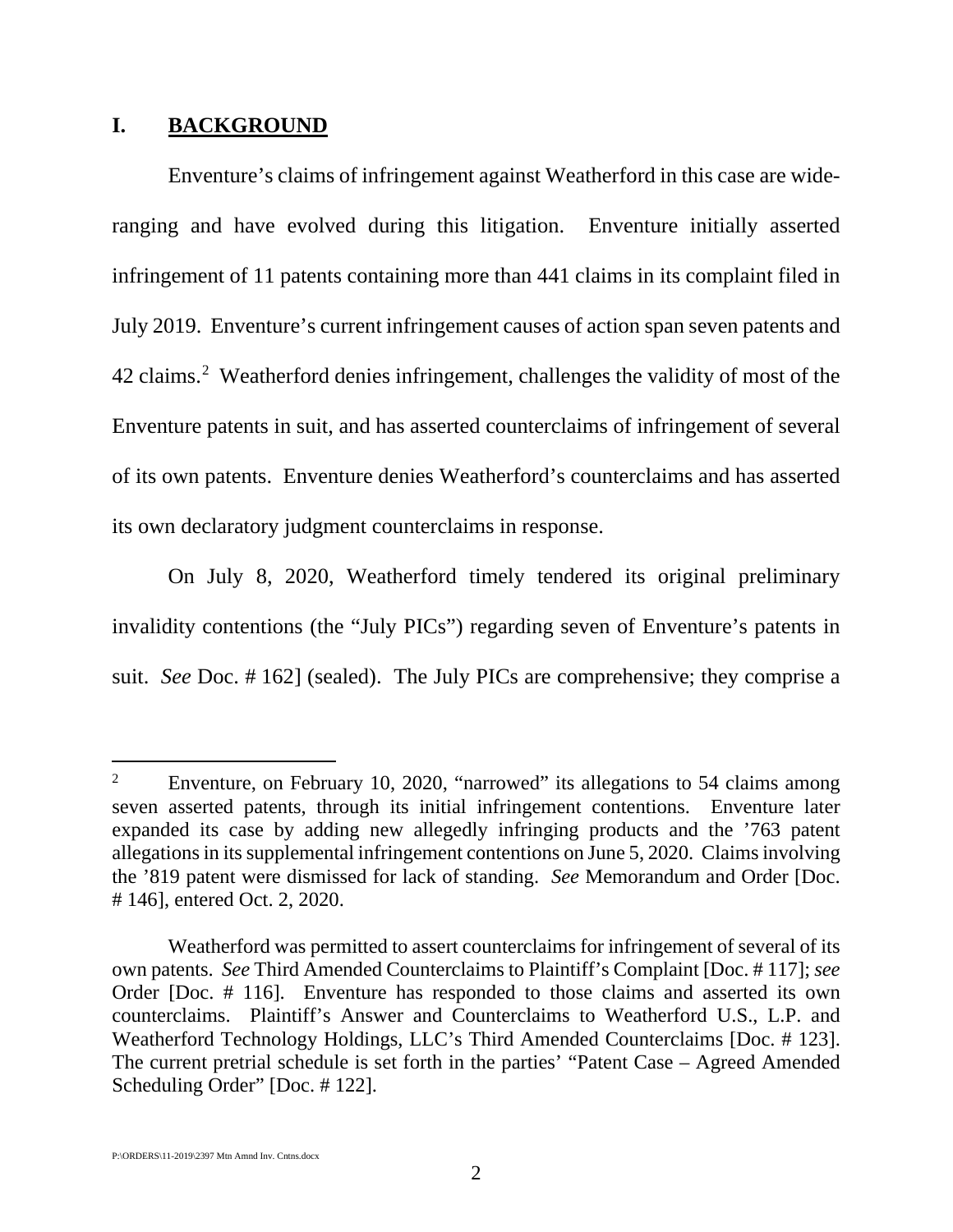## I. BACKGROUND

Enventure's claims of infringement against Weatherford in this case are wide-ranging and have evolved during this litigation. Enventure initially asserted infringement of 11 patents containing more than 441 claims in its complaint filed in July 2019. Enventure's current infringement causes of action span seven patents and 42 claims.[2] Weatherford denies infringement, challenges the validity of most of the Enventure patents in suit, and has asserted counterclaims of infringement of several of its own patents. Enventure denies Weatherford's counterclaims and has asserted its own declaratory judgment counterclaims in response.

On July 8, 2020, Weatherford timely tendered its original preliminary invalidity contentions (the "July PICs") regarding seven of Enventure's patents in suit. *See* Doc. # 162] (sealed). The July PICs are comprehensive; they comprise a

---

[2] Enventure, on February 10, 2020, "narrowed" its allegations to 54 claims among seven asserted patents, through its initial infringement contentions. Enventure later expanded its case by adding new allegedly infringing products and the '763 patent allegations in its supplemental infringement contentions on June 5, 2020. Claims involving the '819 patent were dismissed for lack of standing. *See* Memorandum and Order [Doc. # 146], entered Oct. 2, 2020.

Weatherford was permitted to assert counterclaims for infringement of several of its own patents. *See* Third Amended Counterclaims to Plaintiff's Complaint [Doc. # 117]; *see* Order [Doc. # 116]. Enventure has responded to those claims and asserted its own counterclaims. Plaintiff's Answer and Counterclaims to Weatherford U.S., L.P. and Weatherford Technology Holdings, LLC's Third Amended Counterclaims [Doc. # 123]. The current pretrial schedule is set forth in the parties' "Patent Case – Agreed Amended Scheduling Order" [Doc. # 122].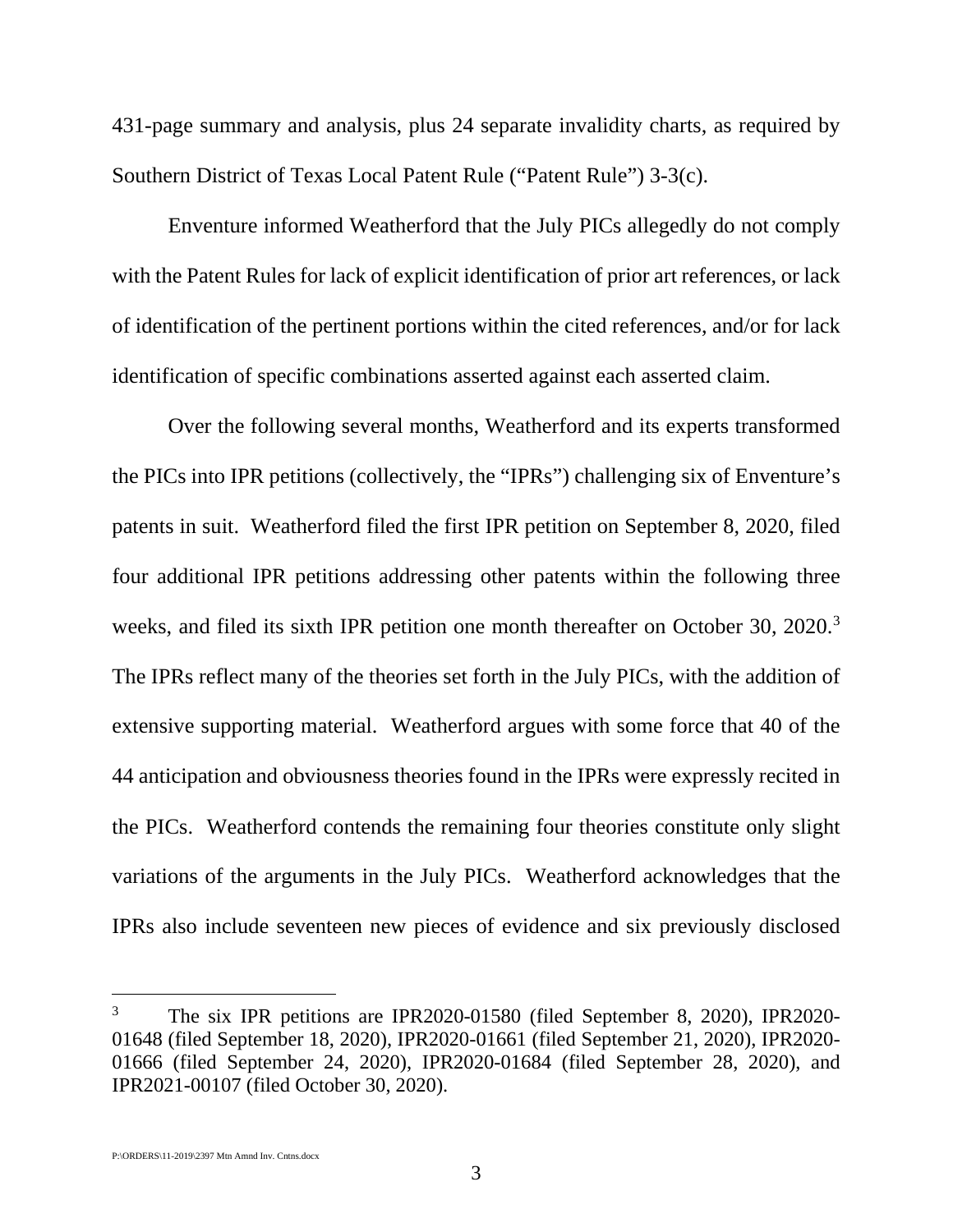431-page summary and analysis, plus 24 separate invalidity charts, as required by Southern District of Texas Local Patent Rule ("Patent Rule") 3-3(c).

Enventure informed Weatherford that the July PICs allegedly do not comply with the Patent Rules for lack of explicit identification of prior art references, or lack of identification of the pertinent portions within the cited references, and/or for lack identification of specific combinations asserted against each asserted claim.

Over the following several months, Weatherford and its experts transformed the PICs into IPR petitions (collectively, the "IPRs") challenging six of Enventure's patents in suit. Weatherford filed the first IPR petition on September 8, 2020, filed four additional IPR petitions addressing other patents within the following three weeks, and filed its sixth IPR petition one month thereafter on October 30, 2020.[3] The IPRs reflect many of the theories set forth in the July PICs, with the addition of extensive supporting material. Weatherford argues with some force that 40 of the 44 anticipation and obviousness theories found in the IPRs were expressly recited in the PICs. Weatherford contends the remaining four theories constitute only slight variations of the arguments in the July PICs. Weatherford acknowledges that the IPRs also include seventeen new pieces of evidence and six previously disclosed

[3] The six IPR petitions are IPR2020-01580 (filed September 8, 2020), IPR2020-01648 (filed September 18, 2020), IPR2020-01661 (filed September 21, 2020), IPR2020-01666 (filed September 24, 2020), IPR2020-01684 (filed September 28, 2020), and IPR2021-00107 (filed October 30, 2020).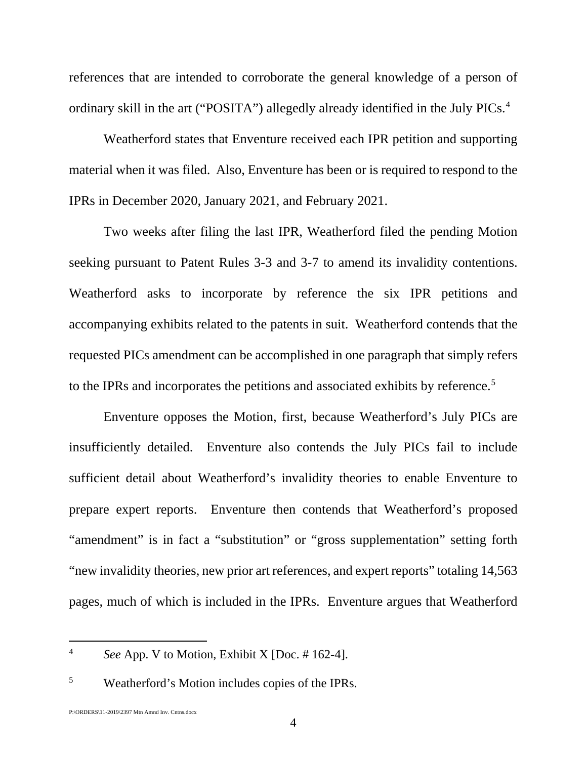references that are intended to corroborate the general knowledge of a person of ordinary skill in the art ("POSITA") allegedly already identified in the July PICs.[4]

Weatherford states that Enventure received each IPR petition and supporting material when it was filed. Also, Enventure has been or is required to respond to the IPRs in December 2020, January 2021, and February 2021.

Two weeks after filing the last IPR, Weatherford filed the pending Motion seeking pursuant to Patent Rules 3-3 and 3-7 to amend its invalidity contentions. Weatherford asks to incorporate by reference the six IPR petitions and accompanying exhibits related to the patents in suit. Weatherford contends that the requested PICs amendment can be accomplished in one paragraph that simply refers to the IPRs and incorporates the petitions and associated exhibits by reference.[5]

Enventure opposes the Motion, first, because Weatherford's July PICs are insufficiently detailed. Enventure also contends the July PICs fail to include sufficient detail about Weatherford's invalidity theories to enable Enventure to prepare expert reports. Enventure then contends that Weatherford's proposed "amendment" is in fact a "substitution" or "gross supplementation" setting forth "new invalidity theories, new prior art references, and expert reports" totaling 14,563 pages, much of which is included in the IPRs. Enventure argues that Weatherford

---

[4] *See* App. V to Motion, Exhibit X [Doc. # 162-4].

[5] Weatherford's Motion includes copies of the IPRs.

P:\ORDERS\11-2019\2397 Mtn Amnd Inv. Cntns.docx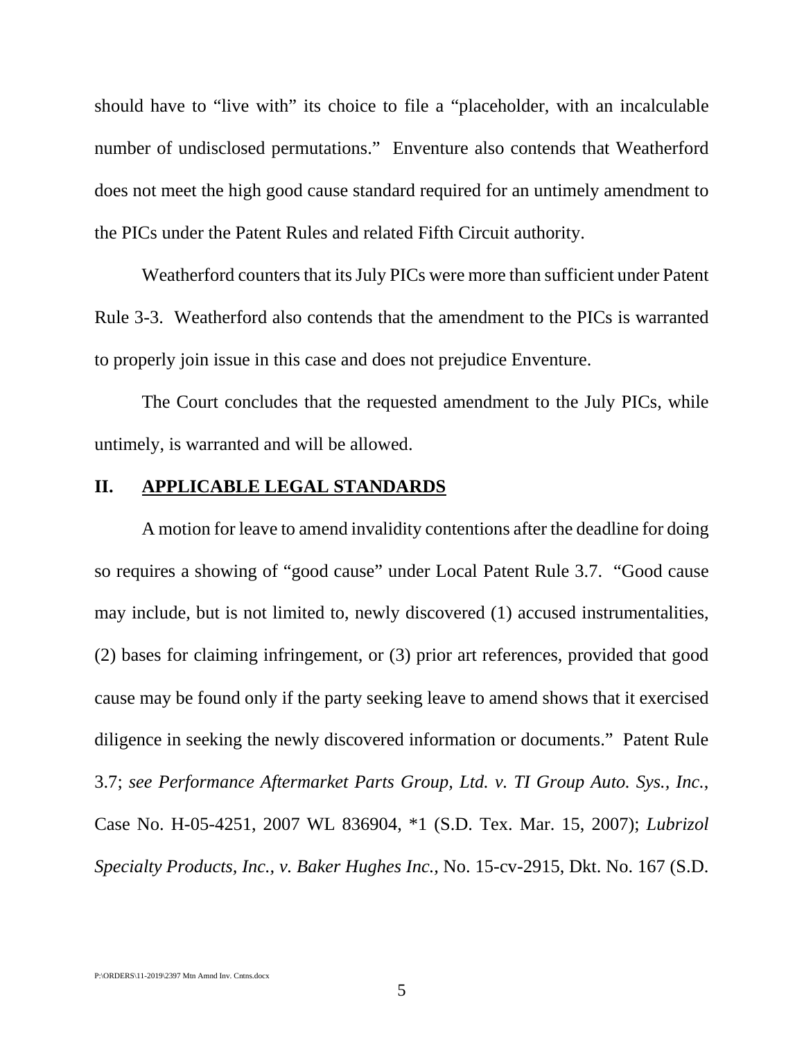should have to "live with" its choice to file a "placeholder, with an incalculable number of undisclosed permutations." Enventure also contends that Weatherford does not meet the high good cause standard required for an untimely amendment to the PICs under the Patent Rules and related Fifth Circuit authority.

Weatherford counters that its July PICs were more than sufficient under Patent Rule 3-3. Weatherford also contends that the amendment to the PICs is warranted to properly join issue in this case and does not prejudice Enventure.

The Court concludes that the requested amendment to the July PICs, while untimely, is warranted and will be allowed.

## II. APPLICABLE LEGAL STANDARDS

A motion for leave to amend invalidity contentions after the deadline for doing so requires a showing of "good cause" under Local Patent Rule 3.7. "Good cause may include, but is not limited to, newly discovered (1) accused instrumentalities, (2) bases for claiming infringement, or (3) prior art references, provided that good cause may be found only if the party seeking leave to amend shows that it exercised diligence in seeking the newly discovered information or documents." Patent Rule 3.7; *see Performance Aftermarket Parts Group, Ltd. v. TI Group Auto. Sys., Inc.*, Case No. H-05-4251, 2007 WL 836904, *1 (S.D. Tex. Mar. 15, 2007); *Lubrizol Specialty Products, Inc., v. Baker Hughes Inc.,* No. 15-cv-2915, Dkt. No. 167 (S.D.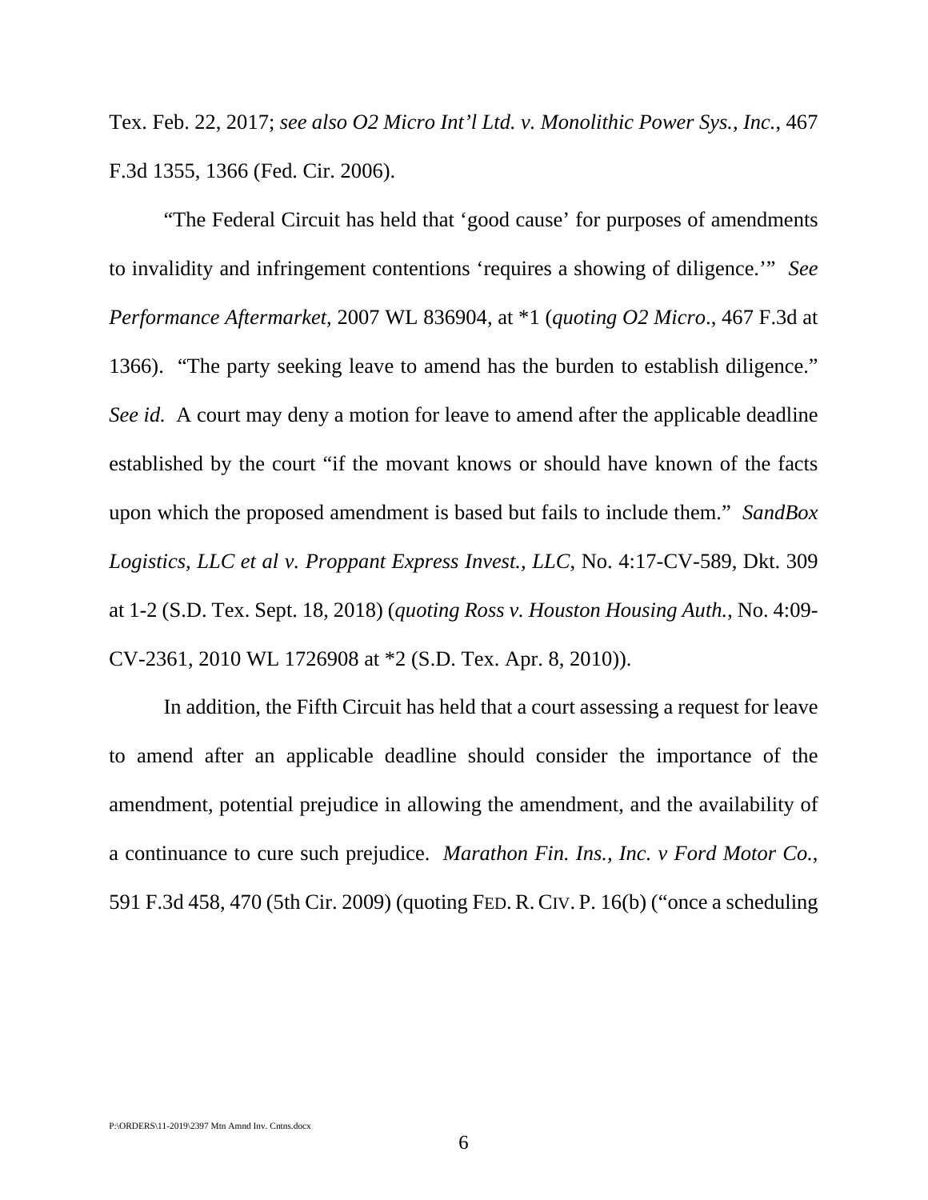Tex. Feb. 22, 2017; *see also O2 Micro Int'l Ltd. v. Monolithic Power Sys., Inc.*, 467 F.3d 1355, 1366 (Fed. Cir. 2006).

"The Federal Circuit has held that 'good cause' for purposes of amendments to invalidity and infringement contentions 'requires a showing of diligence.'" *See Performance Aftermarket*, 2007 WL 836904, at *1 (*quoting O2 Micro.*, 467 F.3d at 1366). "The party seeking leave to amend has the burden to establish diligence." *See id.* A court may deny a motion for leave to amend after the applicable deadline established by the court "if the movant knows or should have known of the facts upon which the proposed amendment is based but fails to include them." *SandBox Logistics, LLC et al v. Proppant Express Invest., LLC*, No. 4:17-CV-589, Dkt. 309 at 1-2 (S.D. Tex. Sept. 18, 2018) (*quoting Ross v. Houston Housing Auth.*, No. 4:09-CV-2361, 2010 WL 1726908 at *2 (S.D. Tex. Apr. 8, 2010)).

In addition, the Fifth Circuit has held that a court assessing a request for leave to amend after an applicable deadline should consider the importance of the amendment, potential prejudice in allowing the amendment, and the availability of a continuance to cure such prejudice. *Marathon Fin. Ins., Inc. v Ford Motor Co.*, 591 F.3d 458, 470 (5th Cir. 2009) (quoting FED. R. CIV. P. 16(b) ("once a scheduling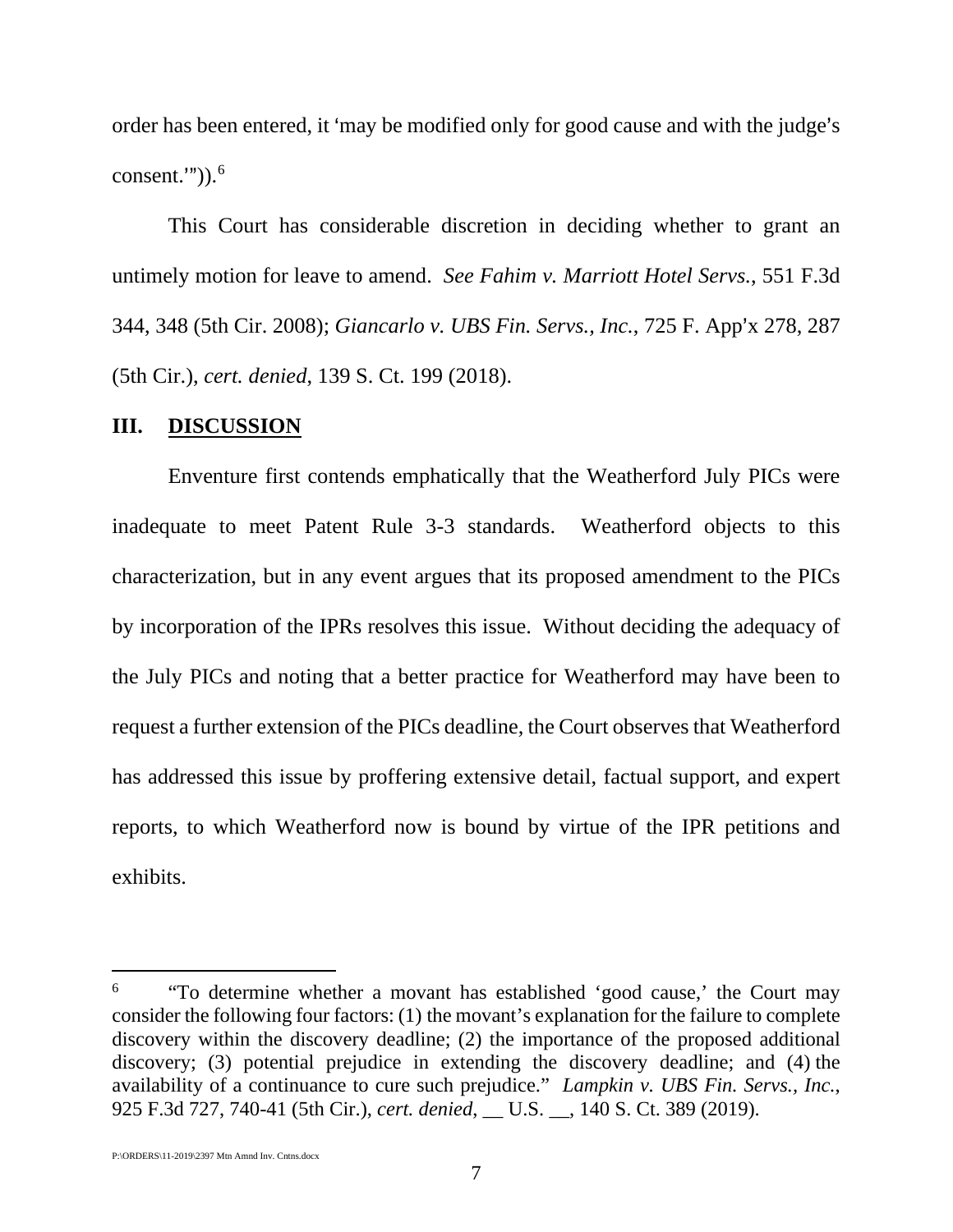order has been entered, it 'may be modified only for good cause and with the judge's consent.'")).[6]

This Court has considerable discretion in deciding whether to grant an untimely motion for leave to amend. *See Fahim v. Marriott Hotel Servs.*, 551 F.3d 344, 348 (5th Cir. 2008); *Giancarlo v. UBS Fin. Servs., Inc.*, 725 F. App'x 278, 287 (5th Cir.), *cert. denied*, 139 S. Ct. 199 (2018).

## III. DISCUSSION

Enventure first contends emphatically that the Weatherford July PICs were inadequate to meet Patent Rule 3-3 standards. Weatherford objects to this characterization, but in any event argues that its proposed amendment to the PICs by incorporation of the IPRs resolves this issue. Without deciding the adequacy of the July PICs and noting that a better practice for Weatherford may have been to request a further extension of the PICs deadline, the Court observes that Weatherford has addressed this issue by proffering extensive detail, factual support, and expert reports, to which Weatherford now is bound by virtue of the IPR petitions and exhibits.

---

[6] "To determine whether a movant has established 'good cause,' the Court may consider the following four factors: (1) the movant's explanation for the failure to complete discovery within the discovery deadline; (2) the importance of the proposed additional discovery; (3) potential prejudice in extending the discovery deadline; and (4) the availability of a continuance to cure such prejudice." *Lampkin v. UBS Fin. Servs., Inc.*, 925 F.3d 727, 740-41 (5th Cir.), *cert. denied*, __ U.S. __, 140 S. Ct. 389 (2019).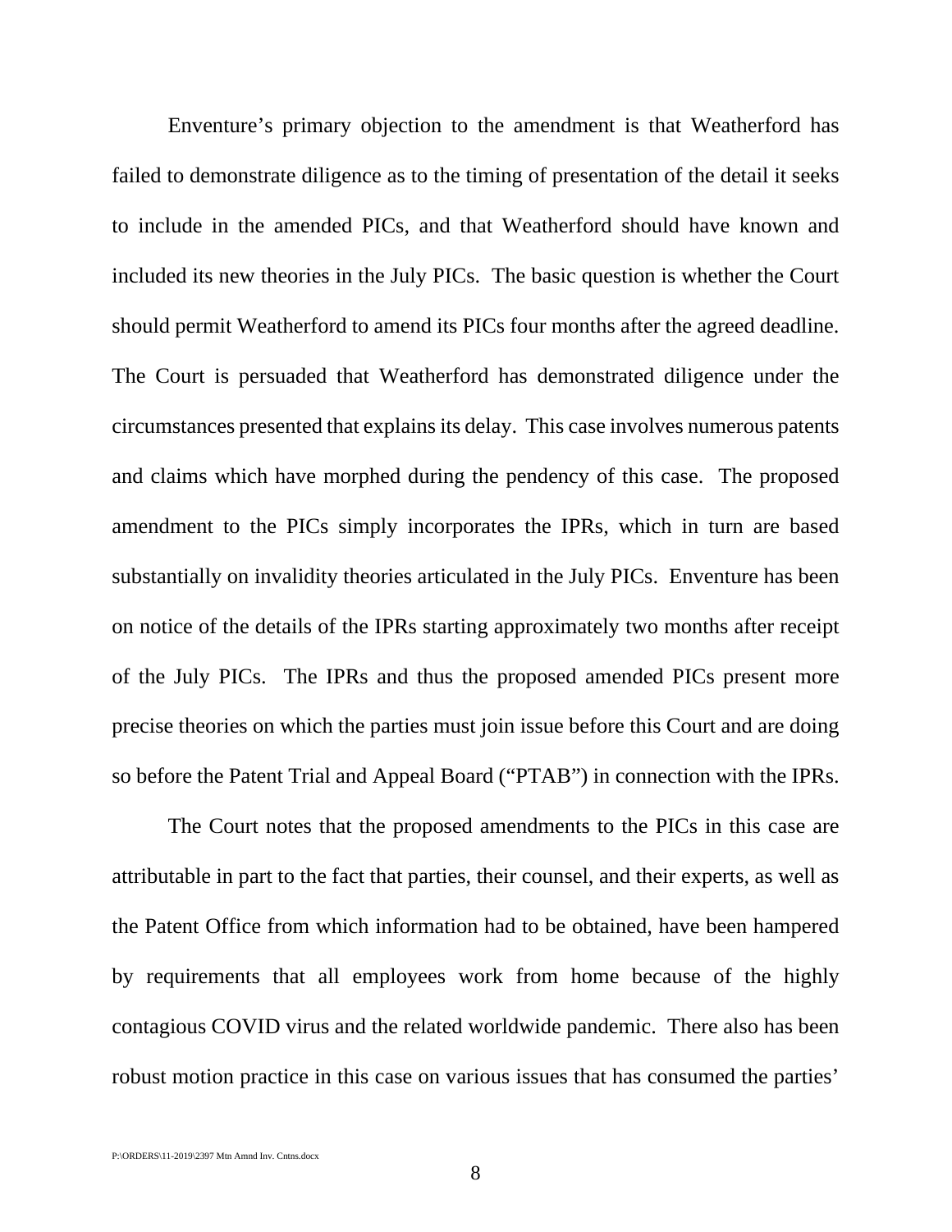Enventure's primary objection to the amendment is that Weatherford has failed to demonstrate diligence as to the timing of presentation of the detail it seeks to include in the amended PICs, and that Weatherford should have known and included its new theories in the July PICs. The basic question is whether the Court should permit Weatherford to amend its PICs four months after the agreed deadline. The Court is persuaded that Weatherford has demonstrated diligence under the circumstances presented that explains its delay. This case involves numerous patents and claims which have morphed during the pendency of this case. The proposed amendment to the PICs simply incorporates the IPRs, which in turn are based substantially on invalidity theories articulated in the July PICs. Enventure has been on notice of the details of the IPRs starting approximately two months after receipt of the July PICs. The IPRs and thus the proposed amended PICs present more precise theories on which the parties must join issue before this Court and are doing so before the Patent Trial and Appeal Board ("PTAB") in connection with the IPRs.

The Court notes that the proposed amendments to the PICs in this case are attributable in part to the fact that parties, their counsel, and their experts, as well as the Patent Office from which information had to be obtained, have been hampered by requirements that all employees work from home because of the highly contagious COVID virus and the related worldwide pandemic. There also has been robust motion practice in this case on various issues that has consumed the parties'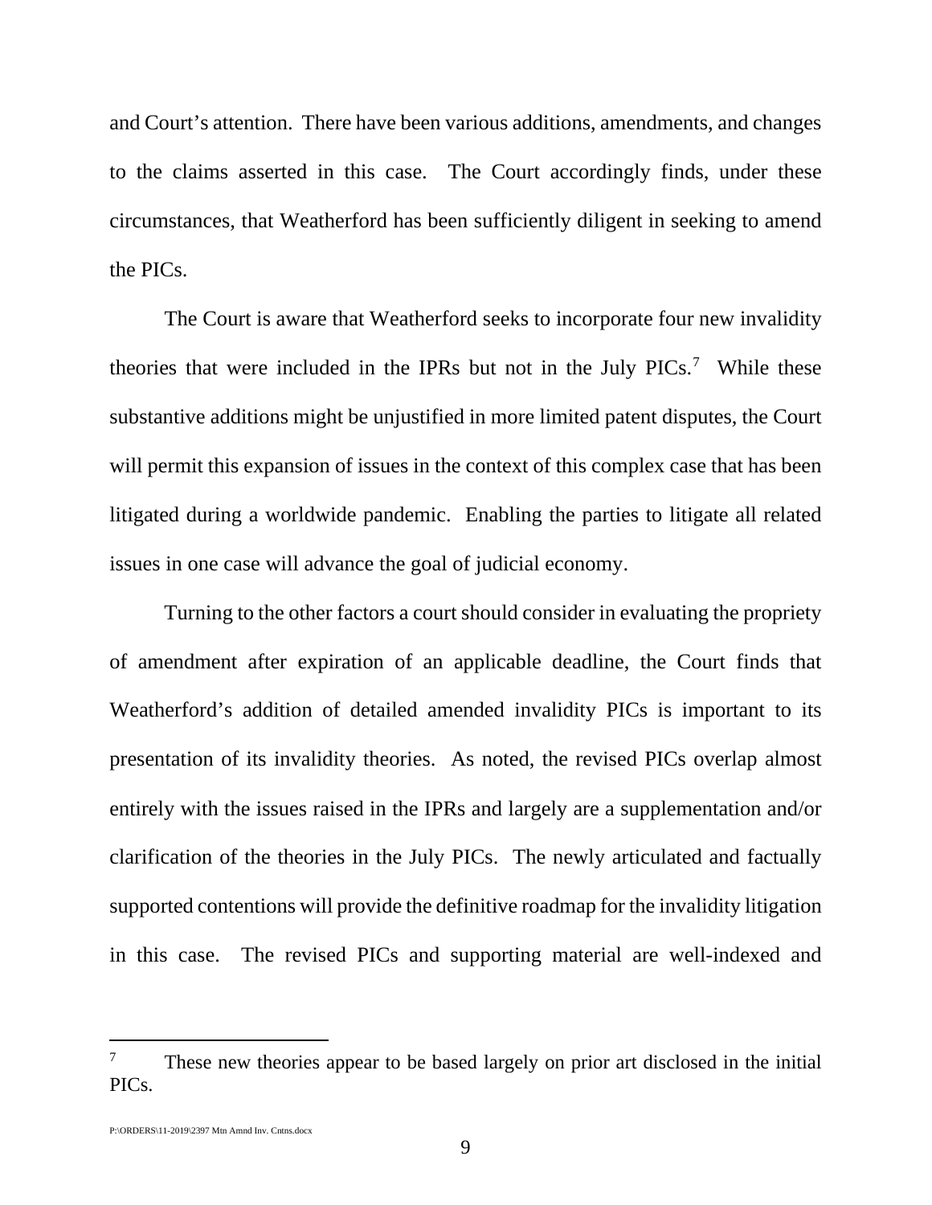and Court's attention. There have been various additions, amendments, and changes to the claims asserted in this case. The Court accordingly finds, under these circumstances, that Weatherford has been sufficiently diligent in seeking to amend the PICs.

The Court is aware that Weatherford seeks to incorporate four new invalidity theories that were included in the IPRs but not in the July PICs.[7] While these substantive additions might be unjustified in more limited patent disputes, the Court will permit this expansion of issues in the context of this complex case that has been litigated during a worldwide pandemic. Enabling the parties to litigate all related issues in one case will advance the goal of judicial economy.

Turning to the other factors a court should consider in evaluating the propriety of amendment after expiration of an applicable deadline, the Court finds that Weatherford's addition of detailed amended invalidity PICs is important to its presentation of its invalidity theories. As noted, the revised PICs overlap almost entirely with the issues raised in the IPRs and largely are a supplementation and/or clarification of the theories in the July PICs. The newly articulated and factually supported contentions will provide the definitive roadmap for the invalidity litigation in this case. The revised PICs and supporting material are well-indexed and

---

[7] These new theories appear to be based largely on prior art disclosed in the initial PICs.

P:\ORDERS\11-2019\2397 Mtn Amnd Inv. Cntns.docx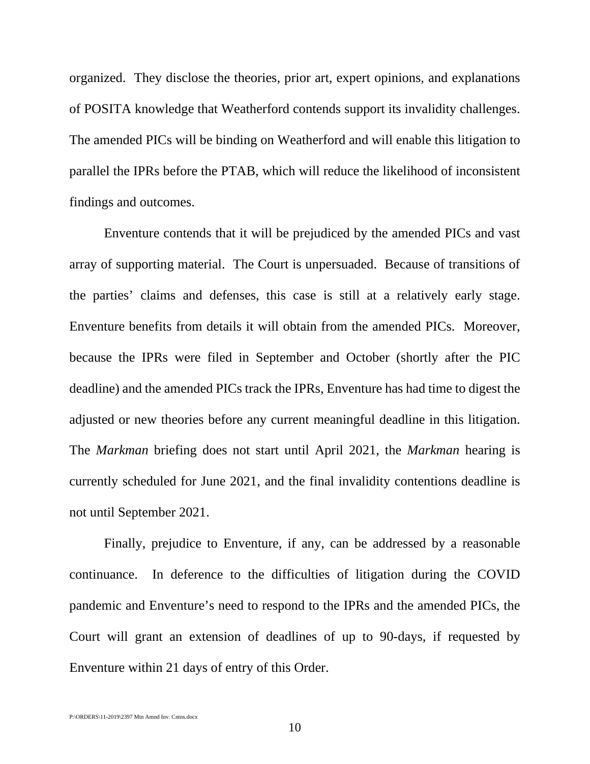organized. They disclose the theories, prior art, expert opinions, and explanations of POSITA knowledge that Weatherford contends support its invalidity challenges. The amended PICs will be binding on Weatherford and will enable this litigation to parallel the IPRs before the PTAB, which will reduce the likelihood of inconsistent findings and outcomes.

Enventure contends that it will be prejudiced by the amended PICs and vast array of supporting material. The Court is unpersuaded. Because of transitions of the parties' claims and defenses, this case is still at a relatively early stage. Enventure benefits from details it will obtain from the amended PICs. Moreover, because the IPRs were filed in September and October (shortly after the PIC deadline) and the amended PICs track the IPRs, Enventure has had time to digest the adjusted or new theories before any current meaningful deadline in this litigation. The *Markman* briefing does not start until April 2021, the *Markman* hearing is currently scheduled for June 2021, and the final invalidity contentions deadline is not until September 2021.

Finally, prejudice to Enventure, if any, can be addressed by a reasonable continuance. In deference to the difficulties of litigation during the COVID pandemic and Enventure's need to respond to the IPRs and the amended PICs, the Court will grant an extension of deadlines of up to 90-days, if requested by Enventure within 21 days of entry of this Order.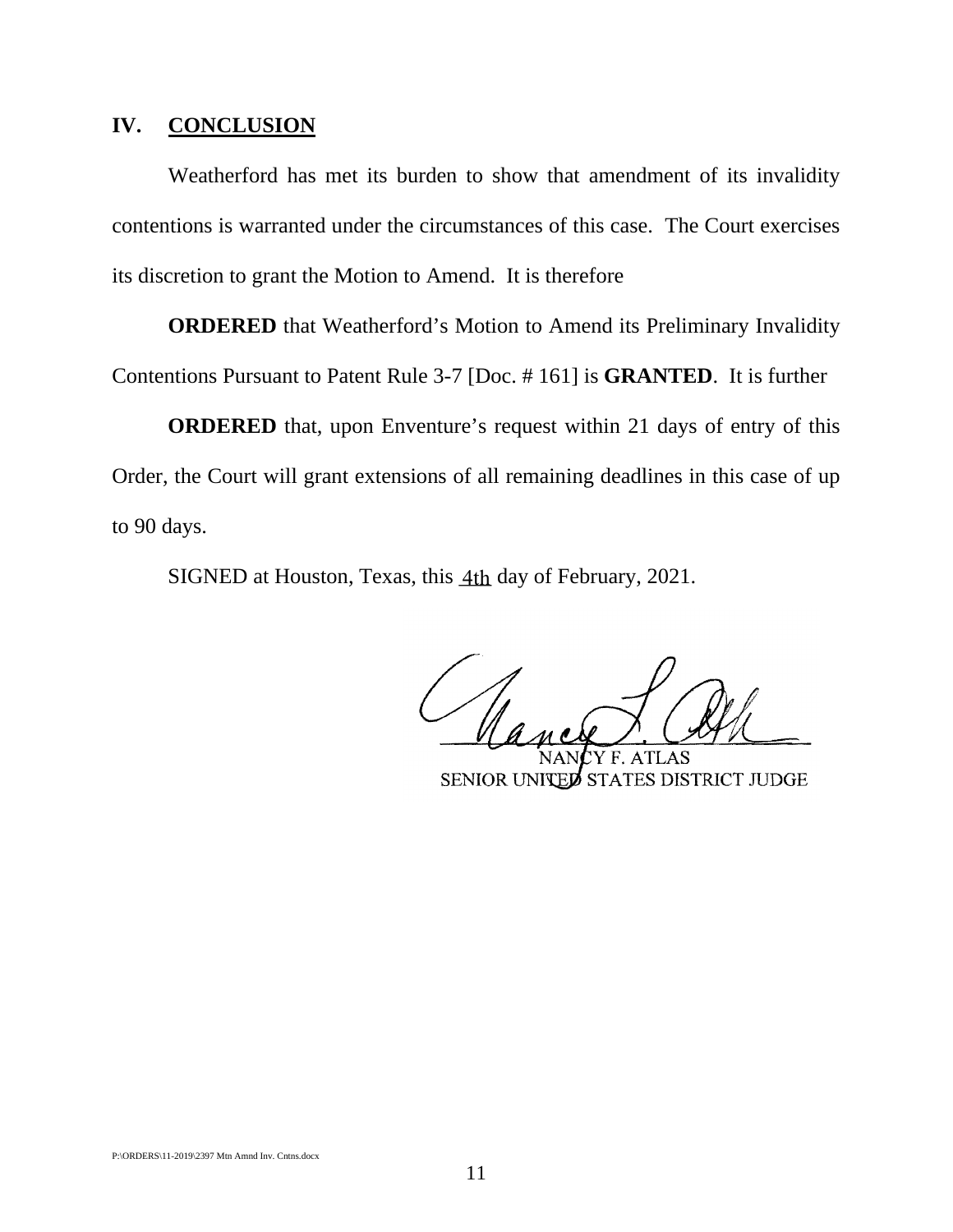## IV. CONCLUSION

Weatherford has met its burden to show that amendment of its invalidity contentions is warranted under the circumstances of this case. The Court exercises its discretion to grant the Motion to Amend. It is therefore

**ORDERED** that Weatherford's Motion to Amend its Preliminary Invalidity Contentions Pursuant to Patent Rule 3-7 [Doc. # 161] is **GRANTED**. It is further

**ORDERED** that, upon Enventure's request within 21 days of entry of this Order, the Court will grant extensions of all remaining deadlines in this case of up to 90 days.

SIGNED at Houston, Texas, this 4th day of February, 2021.

NANCY F. ATLAS
SENIOR UNITED STATES DISTRICT JUDGE

P:\ORDERS\11-2019\2397 Mtn Amnd Inv. Cntns.docx